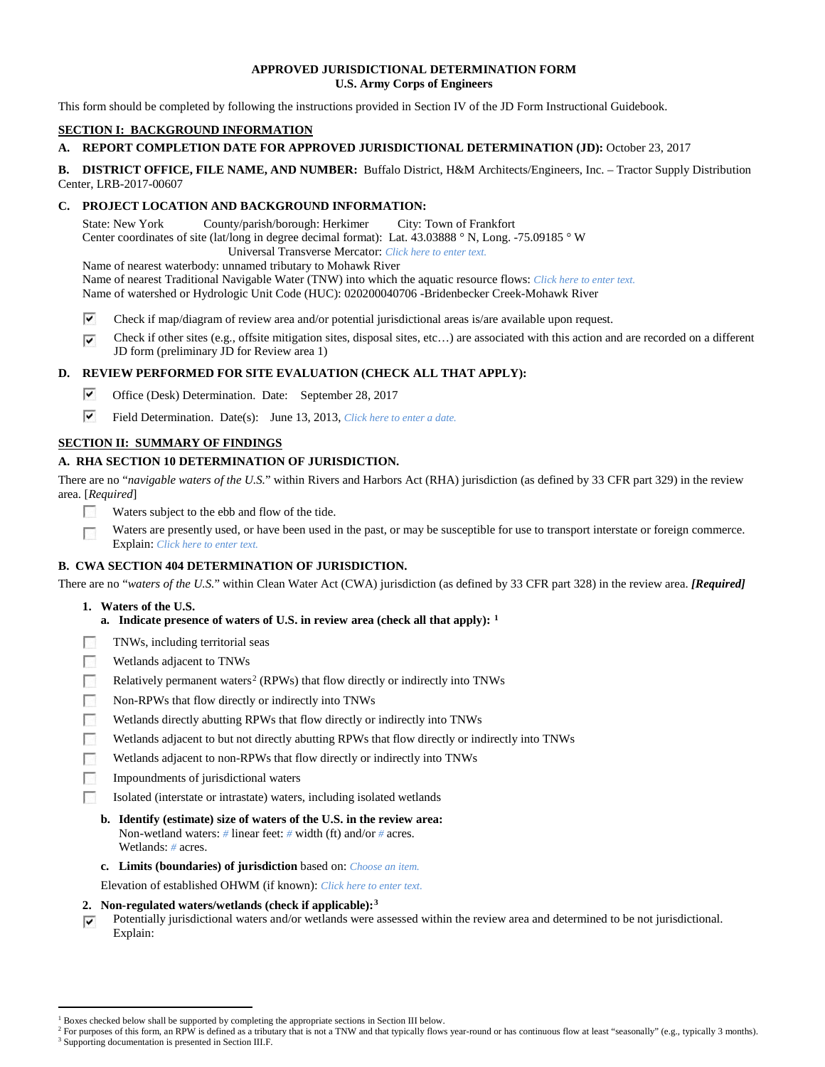# APPROVED JURISDICTIONAL DETERMINATION FORM
## U.S. Army Corps of Engineers

This form should be completed by following the instructions provided in Section IV of the JD Form Instructional Guidebook.

## SECTION I: BACKGROUND INFORMATION

**A. REPORT COMPLETION DATE FOR APPROVED JURISDICTIONAL DETERMINATION (JD):** October 23, 2017

**B. DISTRICT OFFICE, FILE NAME, AND NUMBER:** Buffalo District, H&M Architects/Engineers, Inc. – Tractor Supply Distribution Center, LRB-2017-00607

**C. PROJECT LOCATION AND BACKGROUND INFORMATION:**

State: New York County/parish/borough: Herkimer City: Town of Frankfort
Center coordinates of site (lat/long in degree decimal format): Lat. 43.03888 ° N, Long. -75.09185 ° W
Universal Transverse Mercator: *Click here to enter text.*
Name of nearest waterbody: unnamed tributary to Mohawk River
Name of nearest Traditional Navigable Water (TNW) into which the aquatic resource flows: *Click here to enter text.*
Name of watershed or Hydrologic Unit Code (HUC): 020200040706 -Bridenbecker Creek-Mohawk River

- [x] Check if map/diagram of review area and/or potential jurisdictional areas is/are available upon request.
- [x] Check if other sites (e.g., offsite mitigation sites, disposal sites, etc…) are associated with this action and are recorded on a different JD form (preliminary JD for Review area 1)

**D. REVIEW PERFORMED FOR SITE EVALUATION (CHECK ALL THAT APPLY):**

- [x] Office (Desk) Determination. Date: September 28, 2017
- [x] Field Determination. Date(s): June 13, 2013, *Click here to enter a date.*

## SECTION II: SUMMARY OF FINDINGS

### A. RHA SECTION 10 DETERMINATION OF JURISDICTION.

There are no "*navigable waters of the U.S.*" within Rivers and Harbors Act (RHA) jurisdiction (as defined by 33 CFR part 329) in the review area. [*Required*]

- [ ] Waters subject to the ebb and flow of the tide.
- [ ] Waters are presently used, or have been used in the past, or may be susceptible for use to transport interstate or foreign commerce. Explain: *Click here to enter text.*

### B. CWA SECTION 404 DETERMINATION OF JURISDICTION.

There are no "*waters of the U.S.*" within Clean Water Act (CWA) jurisdiction (as defined by 33 CFR part 328) in the review area. ***[Required]***

**1. Waters of the U.S.**

**a. Indicate presence of waters of U.S. in review area (check all that apply):** [1]

- [ ] TNWs, including territorial seas
- [ ] Wetlands adjacent to TNWs
- [ ] Relatively permanent waters[2] (RPWs) that flow directly or indirectly into TNWs
- [ ] Non-RPWs that flow directly or indirectly into TNWs
- [ ] Wetlands directly abutting RPWs that flow directly or indirectly into TNWs
- [ ] Wetlands adjacent to but not directly abutting RPWs that flow directly or indirectly into TNWs
- [ ] Wetlands adjacent to non-RPWs that flow directly or indirectly into TNWs
- [ ] Impoundments of jurisdictional waters
- [ ] Isolated (interstate or intrastate) waters, including isolated wetlands

**b. Identify (estimate) size of waters of the U.S. in the review area:**
Non-wetland waters: # linear feet: # width (ft) and/or # acres.
Wetlands: # acres.

**c. Limits (boundaries) of jurisdiction** based on: *Choose an item.*

Elevation of established OHWM (if known): *Click here to enter text.*

**2. Non-regulated waters/wetlands (check if applicable):**[3]

- [x] Potentially jurisdictional waters and/or wetlands were assessed within the review area and determined to be not jurisdictional. Explain:

---

[1] Boxes checked below shall be supported by completing the appropriate sections in Section III below.
[2] For purposes of this form, an RPW is defined as a tributary that is not a TNW and that typically flows year-round or has continuous flow at least "seasonally" (e.g., typically 3 months).
[3] Supporting documentation is presented in Section III.F.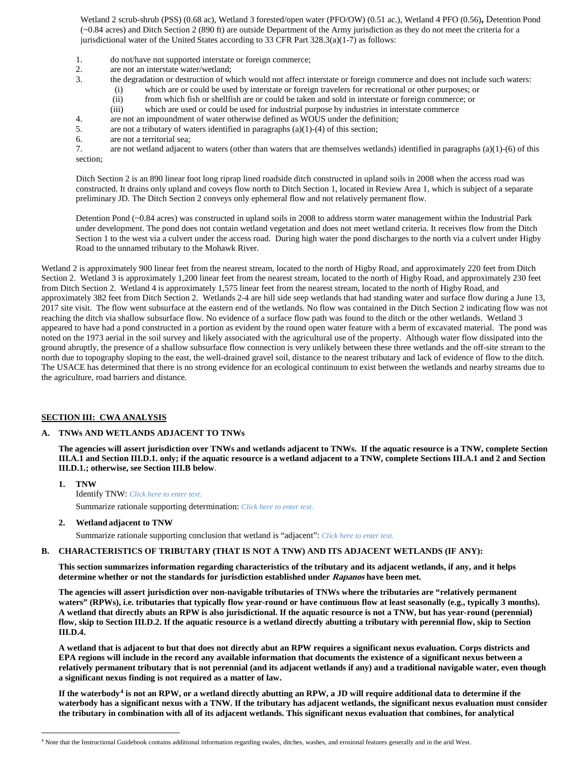Wetland 2 scrub-shrub (PSS) (0.68 ac), Wetland 3 forested/open water (PFO/OW) (0.51 ac.), Wetland 4 PFO (0.56)**,** Detention Pond (~0.84 acres) and Ditch Section 2 (890 ft) are outside Department of the Army jurisdiction as they do not meet the criteria for a jurisdictional water of the United States according to 33 CFR Part 328.3(a)(1-7) as follows:

1. do not/have not supported interstate or foreign commerce;
2. are not an interstate water/wetland;
3. the degradation or destruction of which would not affect interstate or foreign commerce and does not include such waters:
   - (i) which are or could be used by interstate or foreign travelers for recreational or other purposes; or
   - (ii) from which fish or shellfish are or could be taken and sold in interstate or foreign commerce; or
   - (iii) which are used or could be used for industrial purpose by industries in interstate commerce
4. are not an impoundment of water otherwise defined as WOUS under the definition;
5. are not a tributary of waters identified in paragraphs (a)(1)-(4) of this section;
6. are not a territorial sea;
7. are not wetland adjacent to waters (other than waters that are themselves wetlands) identified in paragraphs (a)(1)-(6) of this section;

Ditch Section 2 is an 890 linear foot long riprap lined roadside ditch constructed in upland soils in 2008 when the access road was constructed. It drains only upland and coveys flow north to Ditch Section 1, located in Review Area 1, which is subject of a separate preliminary JD. The Ditch Section 2 conveys only ephemeral flow and not relatively permanent flow.

Detention Pond (~0.84 acres) was constructed in upland soils in 2008 to address storm water management within the Industrial Park under development. The pond does not contain wetland vegetation and does not meet wetland criteria. It receives flow from the Ditch Section 1 to the west via a culvert under the access road. During high water the pond discharges to the north via a culvert under Higby Road to the unnamed tributary to the Mohawk River.

Wetland 2 is approximately 900 linear feet from the nearest stream, located to the north of Higby Road, and approximately 220 feet from Ditch Section 2. Wetland 3 is approximately 1,200 linear feet from the nearest stream, located to the north of Higby Road, and approximately 230 feet from Ditch Section 2. Wetland 4 is approximately 1,575 linear feet from the nearest stream, located to the north of Higby Road, and approximately 382 feet from Ditch Section 2. Wetlands 2-4 are hill side seep wetlands that had standing water and surface flow during a June 13, 2017 site visit. The flow went subsurface at the eastern end of the wetlands. No flow was contained in the Ditch Section 2 indicating flow was not reaching the ditch via shallow subsurface flow. No evidence of a surface flow path was found to the ditch or the other wetlands. Wetland 3 appeared to have had a pond constructed in a portion as evident by the round open water feature with a berm of excavated material. The pond was noted on the 1973 aerial in the soil survey and likely associated with the agricultural use of the property. Although water flow dissipated into the ground abruptly, the presence of a shallow subsurface flow connection is very unlikely between these three wetlands and the off-site stream to the north due to topography sloping to the east, the well-drained gravel soil, distance to the nearest tributary and lack of evidence of flow to the ditch. The USACE has determined that there is no strong evidence for an ecological continuum to exist between the wetlands and nearby streams due to the agriculture, road barriers and distance.

## SECTION III: CWA ANALYSIS

### A. TNWs AND WETLANDS ADJACENT TO TNWs

**The agencies will assert jurisdiction over TNWs and wetlands adjacent to TNWs. If the aquatic resource is a TNW, complete Section III.A.1 and Section III.D.1. only; if the aquatic resource is a wetland adjacent to a TNW, complete Sections III.A.1 and 2 and Section III.D.1.; otherwise, see Section III.B below**.

**1. TNW**

Identify TNW: *Click here to enter text.*

Summarize rationale supporting determination: *Click here to enter text.*

**2. Wetland adjacent to TNW**

Summarize rationale supporting conclusion that wetland is "adjacent": *Click here to enter text.*

### B. CHARACTERISTICS OF TRIBUTARY (THAT IS NOT A TNW) AND ITS ADJACENT WETLANDS (IF ANY):

**This section summarizes information regarding characteristics of the tributary and its adjacent wetlands, if any, and it helps determine whether or not the standards for jurisdiction established under *Rapanos* have been met.**

**The agencies will assert jurisdiction over non-navigable tributaries of TNWs where the tributaries are "relatively permanent waters" (RPWs), i.e. tributaries that typically flow year-round or have continuous flow at least seasonally (e.g., typically 3 months). A wetland that directly abuts an RPW is also jurisdictional. If the aquatic resource is not a TNW, but has year-round (perennial) flow, skip to Section III.D.2. If the aquatic resource is a wetland directly abutting a tributary with perennial flow, skip to Section III.D.4.**

**A wetland that is adjacent to but that does not directly abut an RPW requires a significant nexus evaluation. Corps districts and EPA regions will include in the record any available information that documents the existence of a significant nexus between a relatively permanent tributary that is not perennial (and its adjacent wetlands if any) and a traditional navigable water, even though a significant nexus finding is not required as a matter of law.**

**If the waterbody[4] is not an RPW, or a wetland directly abutting an RPW, a JD will require additional data to determine if the waterbody has a significant nexus with a TNW. If the tributary has adjacent wetlands, the significant nexus evaluation must consider the tributary in combination with all of its adjacent wetlands. This significant nexus evaluation that combines, for analytical**

[4] Note that the Instructional Guidebook contains additional information regarding swales, ditches, washes, and erosional features generally and in the arid West.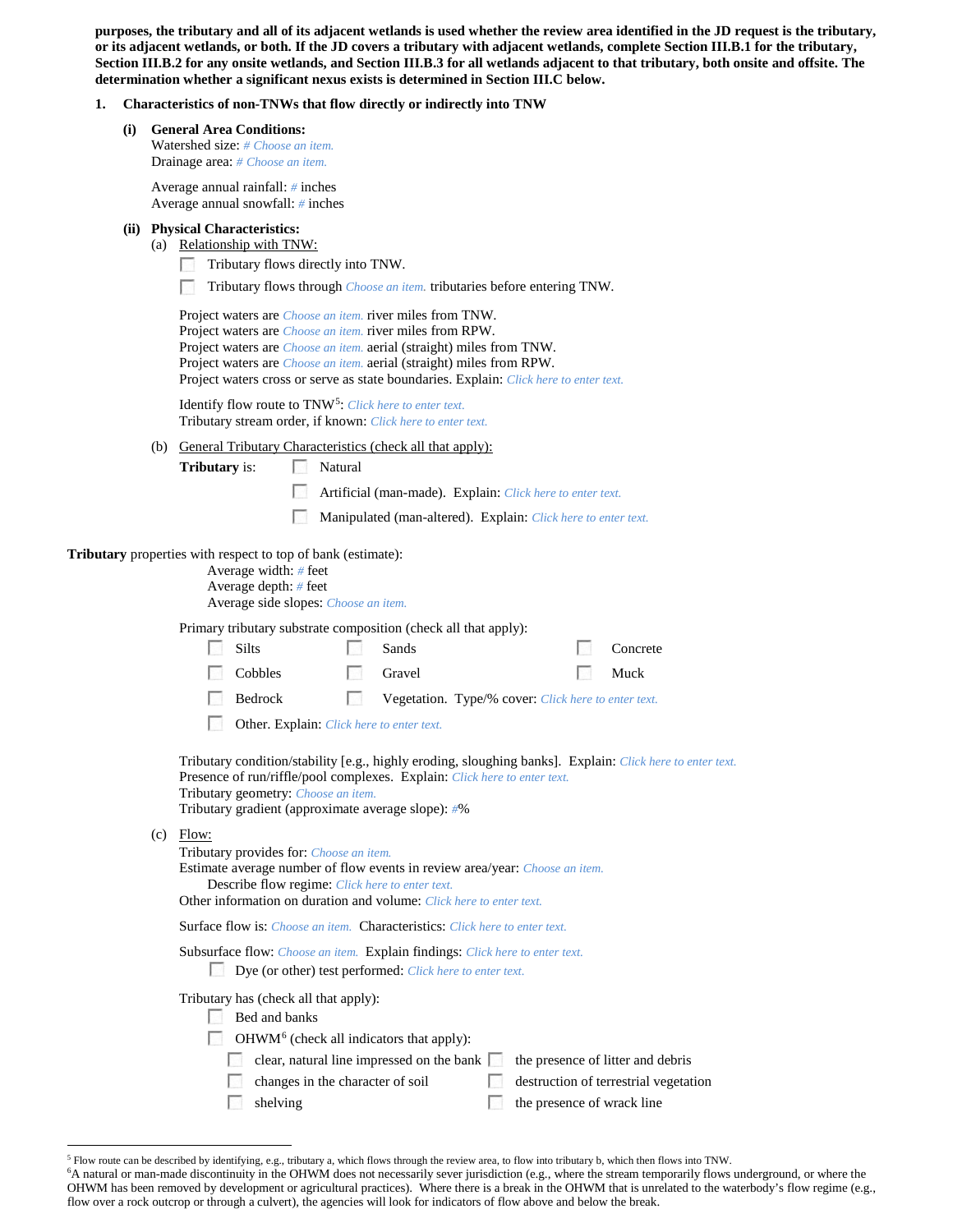**purposes, the tributary and all of its adjacent wetlands is used whether the review area identified in the JD request is the tributary, or its adjacent wetlands, or both. If the JD covers a tributary with adjacent wetlands, complete Section III.B.1 for the tributary, Section III.B.2 for any onsite wetlands, and Section III.B.3 for all wetlands adjacent to that tributary, both onsite and offsite. The determination whether a significant nexus exists is determined in Section III.C below.**

**1. Characteristics of non-TNWs that flow directly or indirectly into TNW**

**(i) General Area Conditions:**

Watershed size: # Choose an item.
Drainage area: # Choose an item.

Average annual rainfall: # inches
Average annual snowfall: # inches

**(ii) Physical Characteristics:**

(a) Relationship with TNW:

- ☐ Tributary flows directly into TNW.
- ☐ Tributary flows through Choose an item. tributaries before entering TNW.

Project waters are Choose an item. river miles from TNW.
Project waters are Choose an item. river miles from RPW.
Project waters are Choose an item. aerial (straight) miles from TNW.
Project waters are Choose an item. aerial (straight) miles from RPW.
Project waters cross or serve as state boundaries. Explain: Click here to enter text.

Identify flow route to TNW[5]: Click here to enter text.
Tributary stream order, if known: Click here to enter text.

(b) General Tributary Characteristics (check all that apply):

**Tributary** is:
- ☐ Natural
- ☐ Artificial (man-made). Explain: Click here to enter text.
- ☐ Manipulated (man-altered). Explain: Click here to enter text.

**Tributary** properties with respect to top of bank (estimate):

Average width: # feet
Average depth: # feet
Average side slopes: Choose an item.

Primary tributary substrate composition (check all that apply):

- ☐ Silts
- ☐ Sands
- ☐ Concrete
- ☐ Cobbles
- ☐ Gravel
- ☐ Muck
- ☐ Bedrock
- ☐ Vegetation. Type/% cover: Click here to enter text.
- ☐ Other. Explain: Click here to enter text.

Tributary condition/stability [e.g., highly eroding, sloughing banks]. Explain: Click here to enter text.
Presence of run/riffle/pool complexes. Explain: Click here to enter text.
Tributary geometry: Choose an item.
Tributary gradient (approximate average slope): #%

(c) Flow:

Tributary provides for: Choose an item.
Estimate average number of flow events in review area/year: Choose an item.
Describe flow regime: Click here to enter text.
Other information on duration and volume: Click here to enter text.

Surface flow is: Choose an item. Characteristics: Click here to enter text.

Subsurface flow: Choose an item. Explain findings: Click here to enter text.
- ☐ Dye (or other) test performed: Click here to enter text.

Tributary has (check all that apply):
- ☐ Bed and banks
- ☐ OHWM[6] (check all indicators that apply):
  - ☐ clear, natural line impressed on the bank
  - ☐ the presence of litter and debris
  - ☐ changes in the character of soil
  - ☐ destruction of terrestrial vegetation
  - ☐ shelving
  - ☐ the presence of wrack line

---

[5] Flow route can be described by identifying, e.g., tributary a, which flows through the review area, to flow into tributary b, which then flows into TNW.

[6] A natural or man-made discontinuity in the OHWM does not necessarily sever jurisdiction (e.g., where the stream temporarily flows underground, or where the OHWM has been removed by development or agricultural practices). Where there is a break in the OHWM that is unrelated to the waterbody's flow regime (e.g., flow over a rock outcrop or through a culvert), the agencies will look for indicators of flow above and below the break.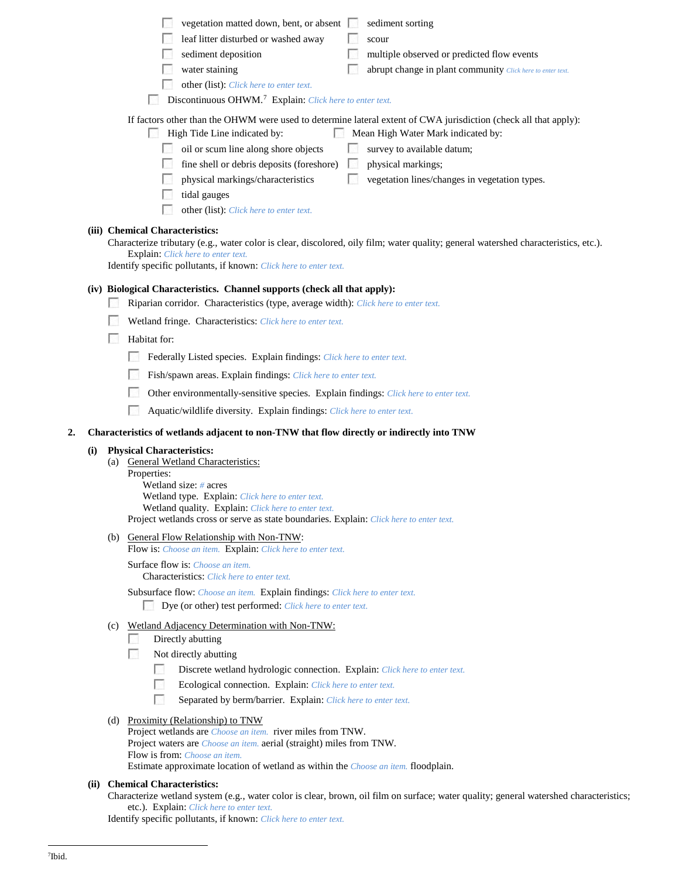- ☐ vegetation matted down, bent, or absent
- ☐ leaf litter disturbed or washed away
- ☐ sediment deposition
- ☐ water staining
- ☐ other (list): *Click here to enter text.*
- ☐ sediment sorting
- ☐ scour
- ☐ multiple observed or predicted flow events
- ☐ abrupt change in plant community *Click here to enter text.*

☐ Discontinuous OHWM.[7] Explain: *Click here to enter text.*

If factors other than the OHWM were used to determine lateral extent of CWA jurisdiction (check all that apply):

☐ High Tide Line indicated by:
- ☐ oil or scum line along shore objects
- ☐ fine shell or debris deposits (foreshore)
- ☐ physical markings/characteristics
- ☐ tidal gauges
- ☐ other (list): *Click here to enter text.*

☐ Mean High Water Mark indicated by:
- ☐ survey to available datum;
- ☐ physical markings;
- ☐ vegetation lines/changes in vegetation types.

**(iii) Chemical Characteristics:**

Characterize tributary (e.g., water color is clear, discolored, oily film; water quality; general watershed characteristics, etc.). Explain: *Click here to enter text.*

Identify specific pollutants, if known: *Click here to enter text.*

**(iv) Biological Characteristics. Channel supports (check all that apply):**

- ☐ Riparian corridor. Characteristics (type, average width): *Click here to enter text.*
- ☐ Wetland fringe. Characteristics: *Click here to enter text.*
- ☐ Habitat for:
  - ☐ Federally Listed species. Explain findings: *Click here to enter text.*
  - ☐ Fish/spawn areas. Explain findings: *Click here to enter text.*
  - ☐ Other environmentally-sensitive species. Explain findings: *Click here to enter text.*
  - ☐ Aquatic/wildlife diversity. Explain findings: *Click here to enter text.*

**2. Characteristics of wetlands adjacent to non-TNW that flow directly or indirectly into TNW**

**(i) Physical Characteristics:**

(a) General Wetland Characteristics:

Properties:

Wetland size: *#* acres

Wetland type. Explain: *Click here to enter text.*

Wetland quality. Explain: *Click here to enter text.*

Project wetlands cross or serve as state boundaries. Explain: *Click here to enter text.*

(b) General Flow Relationship with Non-TNW:

Flow is: *Choose an item.* Explain: *Click here to enter text.*

Surface flow is: *Choose an item.*

Characteristics: *Click here to enter text.*

Subsurface flow: *Choose an item.* Explain findings: *Click here to enter text.*

☐ Dye (or other) test performed: *Click here to enter text.*

(c) Wetland Adjacency Determination with Non-TNW:

- ☐ Directly abutting
- ☐ Not directly abutting
  - ☐ Discrete wetland hydrologic connection. Explain: *Click here to enter text.*
  - ☐ Ecological connection. Explain: *Click here to enter text.*
  - ☐ Separated by berm/barrier. Explain: *Click here to enter text.*

(d) Proximity (Relationship) to TNW

Project wetlands are *Choose an item.* river miles from TNW.

Project waters are *Choose an item.* aerial (straight) miles from TNW.

Flow is from: *Choose an item.*

Estimate approximate location of wetland as within the *Choose an item.* floodplain.

**(ii) Chemical Characteristics:**

Characterize wetland system (e.g., water color is clear, brown, oil film on surface; water quality; general watershed characteristics; etc.). Explain: *Click here to enter text.*

Identify specific pollutants, if known: *Click here to enter text.*

---

[7]Ibid.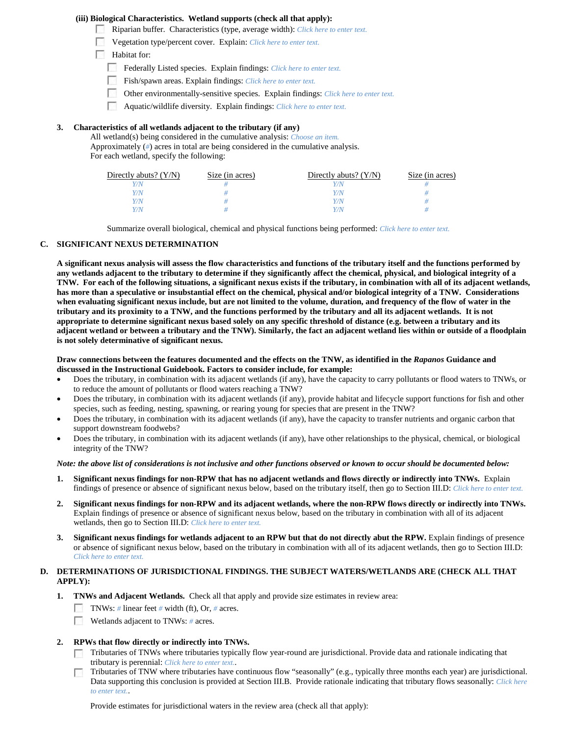**(iii) Biological Characteristics. Wetland supports (check all that apply):**

- ☐ Riparian buffer. Characteristics (type, average width): *Click here to enter text.*
- ☐ Vegetation type/percent cover. Explain: *Click here to enter text.*
- ☐ Habitat for:
  - ☐ Federally Listed species. Explain findings: *Click here to enter text.*
  - ☐ Fish/spawn areas. Explain findings: *Click here to enter text.*
  - ☐ Other environmentally-sensitive species. Explain findings: *Click here to enter text.*
  - ☐ Aquatic/wildlife diversity. Explain findings: *Click here to enter text.*

**3. Characteristics of all wetlands adjacent to the tributary (if any)**

All wetland(s) being considered in the cumulative analysis: *Choose an item.*
Approximately (*#*) acres in total are being considered in the cumulative analysis.
For each wetland, specify the following:

| Directly abuts? (Y/N) | Size (in acres) | Directly abuts? (Y/N) | Size (in acres) |
|---|---|---|---|
| *Y/N* | *#* | *Y/N* | *#* |
| *Y/N* | *#* | *Y/N* | *#* |
| *Y/N* | *#* | *Y/N* | *#* |
| *Y/N* | *#* | *Y/N* | *#* |

Summarize overall biological, chemical and physical functions being performed: *Click here to enter text.*

## C. SIGNIFICANT NEXUS DETERMINATION

**A significant nexus analysis will assess the flow characteristics and functions of the tributary itself and the functions performed by any wetlands adjacent to the tributary to determine if they significantly affect the chemical, physical, and biological integrity of a TNW. For each of the following situations, a significant nexus exists if the tributary, in combination with all of its adjacent wetlands, has more than a speculative or insubstantial effect on the chemical, physical and/or biological integrity of a TNW. Considerations when evaluating significant nexus include, but are not limited to the volume, duration, and frequency of the flow of water in the tributary and its proximity to a TNW, and the functions performed by the tributary and all its adjacent wetlands. It is not appropriate to determine significant nexus based solely on any specific threshold of distance (e.g. between a tributary and its adjacent wetland or between a tributary and the TNW). Similarly, the fact an adjacent wetland lies within or outside of a floodplain is not solely determinative of significant nexus.**

**Draw connections between the features documented and the effects on the TNW, as identified in the *Rapanos* Guidance and discussed in the Instructional Guidebook. Factors to consider include, for example:**

- Does the tributary, in combination with its adjacent wetlands (if any), have the capacity to carry pollutants or flood waters to TNWs, or to reduce the amount of pollutants or flood waters reaching a TNW?
- Does the tributary, in combination with its adjacent wetlands (if any), provide habitat and lifecycle support functions for fish and other species, such as feeding, nesting, spawning, or rearing young for species that are present in the TNW?
- Does the tributary, in combination with its adjacent wetlands (if any), have the capacity to transfer nutrients and organic carbon that support downstream foodwebs?
- Does the tributary, in combination with its adjacent wetlands (if any), have other relationships to the physical, chemical, or biological integrity of the TNW?

***Note: the above list of considerations is not inclusive and other functions observed or known to occur should be documented below:***

1. **Significant nexus findings for non-RPW that has no adjacent wetlands and flows directly or indirectly into TNWs.** Explain findings of presence or absence of significant nexus below, based on the tributary itself, then go to Section III.D: *Click here to enter text.*

2. **Significant nexus findings for non-RPW and its adjacent wetlands, where the non-RPW flows directly or indirectly into TNWs.** Explain findings of presence or absence of significant nexus below, based on the tributary in combination with all of its adjacent wetlands, then go to Section III.D: *Click here to enter text.*

3. **Significant nexus findings for wetlands adjacent to an RPW but that do not directly abut the RPW.** Explain findings of presence or absence of significant nexus below, based on the tributary in combination with all of its adjacent wetlands, then go to Section III.D: *Click here to enter text.*

## D. DETERMINATIONS OF JURISDICTIONAL FINDINGS. THE SUBJECT WATERS/WETLANDS ARE (CHECK ALL THAT APPLY):

**1. TNWs and Adjacent Wetlands.** Check all that apply and provide size estimates in review area:

- ☐ TNWs: *#* linear feet *#* width (ft), Or, *#* acres.
- ☐ Wetlands adjacent to TNWs: *#* acres.

**2. RPWs that flow directly or indirectly into TNWs.**

- ☐ Tributaries of TNWs where tributaries typically flow year-round are jurisdictional. Provide data and rationale indicating that tributary is perennial: *Click here to enter text.*.
- ☐ Tributaries of TNW where tributaries have continuous flow "seasonally" (e.g., typically three months each year) are jurisdictional. Data supporting this conclusion is provided at Section III.B. Provide rationale indicating that tributary flows seasonally: *Click here to enter text.*.

Provide estimates for jurisdictional waters in the review area (check all that apply):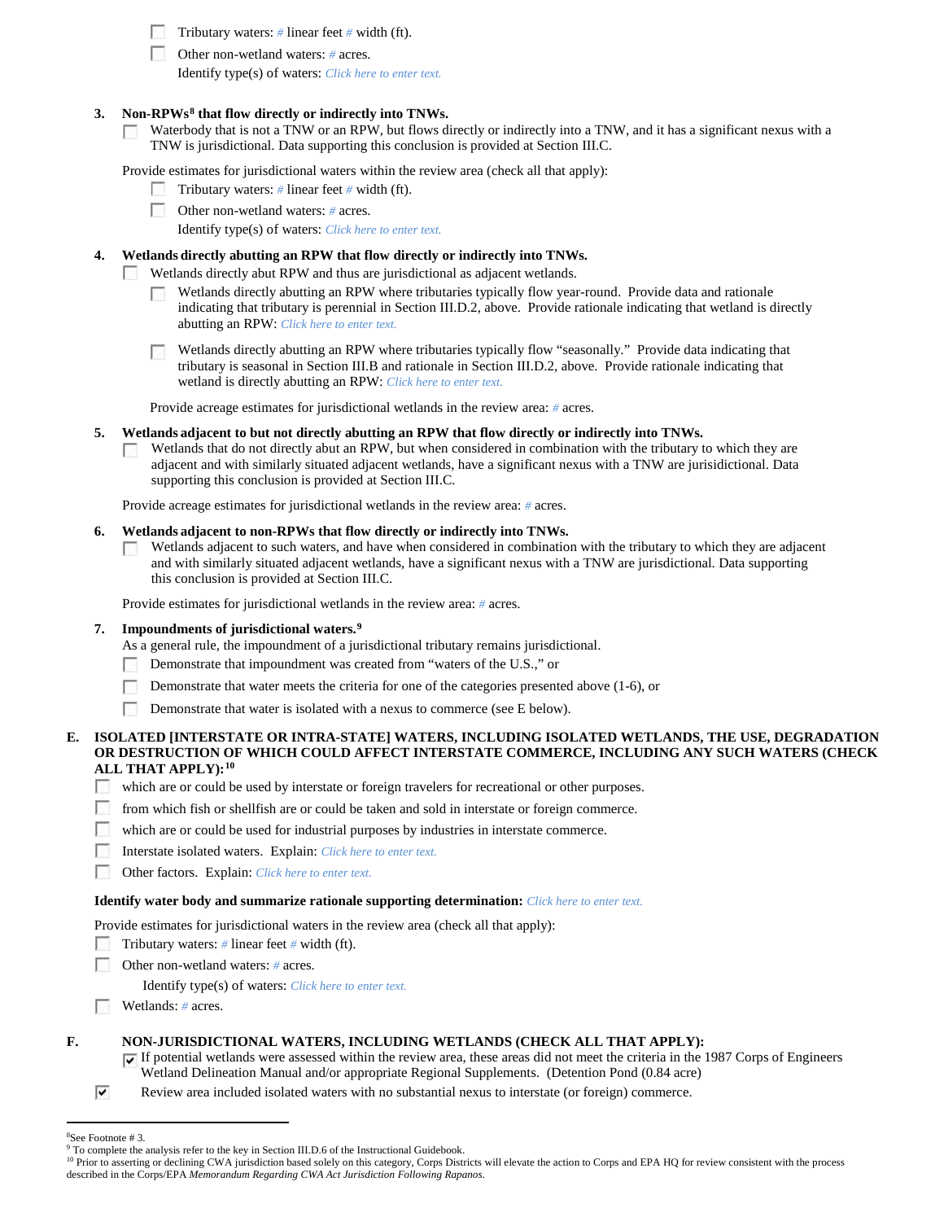- ☐ Tributary waters: # linear feet # width (ft).
- ☐ Other non-wetland waters: # acres.

  Identify type(s) of waters: *Click here to enter text.*

**3. Non-RPWs[8] that flow directly or indirectly into TNWs.**

☐ Waterbody that is not a TNW or an RPW, but flows directly or indirectly into a TNW, and it has a significant nexus with a TNW is jurisdictional. Data supporting this conclusion is provided at Section III.C.

Provide estimates for jurisdictional waters within the review area (check all that apply):

- ☐ Tributary waters: # linear feet # width (ft).
- ☐ Other non-wetland waters: # acres.

  Identify type(s) of waters: *Click here to enter text.*

**4. Wetlands directly abutting an RPW that flow directly or indirectly into TNWs.**

☐ Wetlands directly abut RPW and thus are jurisdictional as adjacent wetlands.

- ☐ Wetlands directly abutting an RPW where tributaries typically flow year-round. Provide data and rationale indicating that tributary is perennial in Section III.D.2, above. Provide rationale indicating that wetland is directly abutting an RPW: *Click here to enter text.*
- ☐ Wetlands directly abutting an RPW where tributaries typically flow "seasonally." Provide data indicating that tributary is seasonal in Section III.B and rationale in Section III.D.2, above. Provide rationale indicating that wetland is directly abutting an RPW: *Click here to enter text.*

Provide acreage estimates for jurisdictional wetlands in the review area: # acres.

**5. Wetlands adjacent to but not directly abutting an RPW that flow directly or indirectly into TNWs.**

☐ Wetlands that do not directly abut an RPW, but when considered in combination with the tributary to which they are adjacent and with similarly situated adjacent wetlands, have a significant nexus with a TNW are jurisidictional. Data supporting this conclusion is provided at Section III.C.

Provide acreage estimates for jurisdictional wetlands in the review area: # acres.

**6. Wetlands adjacent to non-RPWs that flow directly or indirectly into TNWs.**

☐ Wetlands adjacent to such waters, and have when considered in combination with the tributary to which they are adjacent and with similarly situated adjacent wetlands, have a significant nexus with a TNW are jurisdictional. Data supporting this conclusion is provided at Section III.C.

Provide estimates for jurisdictional wetlands in the review area: # acres.

**7. Impoundments of jurisdictional waters.[9]**

As a general rule, the impoundment of a jurisdictional tributary remains jurisdictional.

- ☐ Demonstrate that impoundment was created from "waters of the U.S.," or
- ☐ Demonstrate that water meets the criteria for one of the categories presented above (1-6), or
- ☐ Demonstrate that water is isolated with a nexus to commerce (see E below).

**E. ISOLATED [INTERSTATE OR INTRA-STATE] WATERS, INCLUDING ISOLATED WETLANDS, THE USE, DEGRADATION OR DESTRUCTION OF WHICH COULD AFFECT INTERSTATE COMMERCE, INCLUDING ANY SUCH WATERS (CHECK ALL THAT APPLY):[10]**

- ☐ which are or could be used by interstate or foreign travelers for recreational or other purposes.
- ☐ from which fish or shellfish are or could be taken and sold in interstate or foreign commerce.
- ☐ which are or could be used for industrial purposes by industries in interstate commerce.
- ☐ Interstate isolated waters. Explain: *Click here to enter text.*
- ☐ Other factors. Explain: *Click here to enter text.*

**Identify water body and summarize rationale supporting determination:** *Click here to enter text.*

Provide estimates for jurisdictional waters in the review area (check all that apply):

- ☐ Tributary waters: # linear feet # width (ft).
- ☐ Other non-wetland waters: # acres.

  Identify type(s) of waters: *Click here to enter text.*
- ☐ Wetlands: # acres.

**F. NON-JURISDICTIONAL WATERS, INCLUDING WETLANDS (CHECK ALL THAT APPLY):**

- ☑ If potential wetlands were assessed within the review area, these areas did not meet the criteria in the 1987 Corps of Engineers Wetland Delineation Manual and/or appropriate Regional Supplements. (Detention Pond (0.84 acre)
- ☑ Review area included isolated waters with no substantial nexus to interstate (or foreign) commerce.

---

[8] See Footnote # 3.

[9] To complete the analysis refer to the key in Section III.D.6 of the Instructional Guidebook.

[10] Prior to asserting or declining CWA jurisdiction based solely on this category, Corps Districts will elevate the action to Corps and EPA HQ for review consistent with the process described in the Corps/EPA *Memorandum Regarding CWA Act Jurisdiction Following Rapanos.*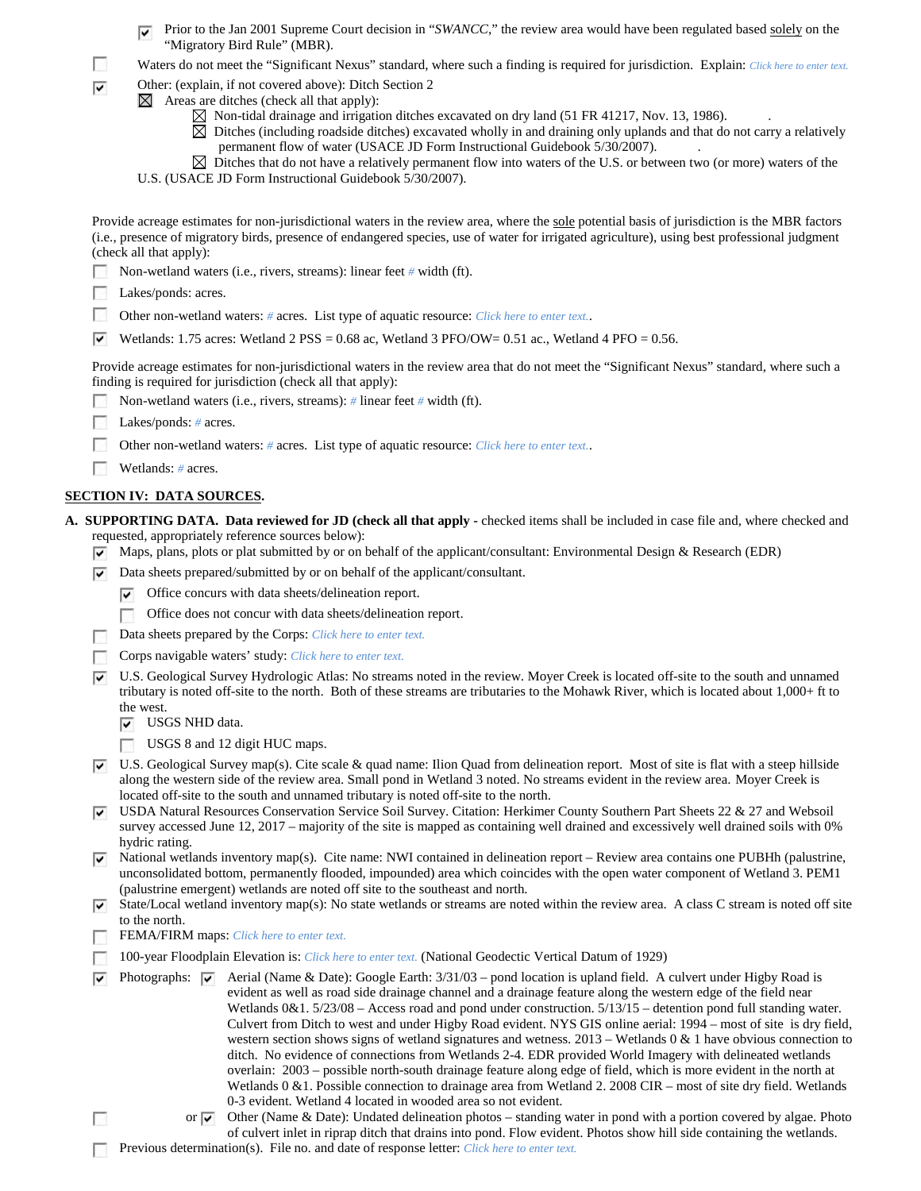- [x] Prior to the Jan 2001 Supreme Court decision in "*SWANCC*," the review area would have been regulated based solely on the "Migratory Bird Rule" (MBR).

- [ ] Waters do not meet the "Significant Nexus" standard, where such a finding is required for jurisdiction. Explain: *Click here to enter text.*

- [x] Other: (explain, if not covered above): Ditch Section 2
  - [x] Areas are ditches (check all that apply):
    - [x] Non-tidal drainage and irrigation ditches excavated on dry land (51 FR 41217, Nov. 13, 1986). .
    - [x] Ditches (including roadside ditches) excavated wholly in and draining only uplands and that do not carry a relatively permanent flow of water (USACE JD Form Instructional Guidebook 5/30/2007). .
    - [x] Ditches that do not have a relatively permanent flow into waters of the U.S. or between two (or more) waters of the U.S. (USACE JD Form Instructional Guidebook 5/30/2007).

Provide acreage estimates for non-jurisdictional waters in the review area, where the sole potential basis of jurisdiction is the MBR factors (i.e., presence of migratory birds, presence of endangered species, use of water for irrigated agriculture), using best professional judgment (check all that apply):

- [ ] Non-wetland waters (i.e., rivers, streams): linear feet # width (ft).
- [ ] Lakes/ponds: acres.
- [ ] Other non-wetland waters: # acres. List type of aquatic resource: *Click here to enter text.*.
- [x] Wetlands: 1.75 acres: Wetland 2 PSS = 0.68 ac, Wetland 3 PFO/OW= 0.51 ac., Wetland 4 PFO = 0.56.

Provide acreage estimates for non-jurisdictional waters in the review area that do not meet the "Significant Nexus" standard, where such a finding is required for jurisdiction (check all that apply):

- [ ] Non-wetland waters (i.e., rivers, streams): # linear feet # width (ft).
- [ ] Lakes/ponds: # acres.
- [ ] Other non-wetland waters: # acres. List type of aquatic resource: *Click here to enter text.*.
- [ ] Wetlands: # acres.

## SECTION IV: DATA SOURCES.

**A. SUPPORTING DATA. Data reviewed for JD (check all that apply** - checked items shall be included in case file and, where checked and requested, appropriately reference sources below):

- [x] Maps, plans, plots or plat submitted by or on behalf of the applicant/consultant: Environmental Design & Research (EDR)
- [x] Data sheets prepared/submitted by or on behalf of the applicant/consultant.
  - [x] Office concurs with data sheets/delineation report.
  - [ ] Office does not concur with data sheets/delineation report.
- [ ] Data sheets prepared by the Corps: *Click here to enter text.*
- [ ] Corps navigable waters' study: *Click here to enter text.*
- [x] U.S. Geological Survey Hydrologic Atlas: No streams noted in the review. Moyer Creek is located off-site to the south and unnamed tributary is noted off-site to the north. Both of these streams are tributaries to the Mohawk River, which is located about 1,000+ ft to the west.
  - [x] USGS NHD data.
  - [ ] USGS 8 and 12 digit HUC maps.
- [x] U.S. Geological Survey map(s). Cite scale & quad name: Ilion Quad from delineation report. Most of site is flat with a steep hillside along the western side of the review area. Small pond in Wetland 3 noted. No streams evident in the review area. Moyer Creek is located off-site to the south and unnamed tributary is noted off-site to the north.
- [x] USDA Natural Resources Conservation Service Soil Survey. Citation: Herkimer County Southern Part Sheets 22 & 27 and Websoil survey accessed June 12, 2017 – majority of the site is mapped as containing well drained and excessively well drained soils with 0% hydric rating.
- [x] National wetlands inventory map(s). Cite name: NWI contained in delineation report – Review area contains one PUBHh (palustrine, unconsolidated bottom, permanently flooded, impounded) area which coincides with the open water component of Wetland 3. PEM1 (palustrine emergent) wetlands are noted off site to the southeast and north.
- [x] State/Local wetland inventory map(s): No state wetlands or streams are noted within the review area. A class C stream is noted off site to the north.
- [ ] FEMA/FIRM maps: *Click here to enter text.*
- [ ] 100-year Floodplain Elevation is: *Click here to enter text.* (National Geodectic Vertical Datum of 1929)
- [x] Photographs: [x] Aerial (Name & Date): Google Earth: 3/31/03 – pond location is upland field. A culvert under Higby Road is evident as well as road side drainage channel and a drainage feature along the western edge of the field near Wetlands 0&1. 5/23/08 – Access road and pond under construction. 5/13/15 – detention pond full standing water. Culvert from Ditch to west and under Higby Road evident. NYS GIS online aerial: 1994 – most of site is dry field, western section shows signs of wetland signatures and wetness. 2013 – Wetlands 0 & 1 have obvious connection to ditch. No evidence of connections from Wetlands 2-4. EDR provided World Imagery with delineated wetlands overlain: 2003 – possible north-south drainage feature along edge of field, which is more evident in the north at Wetlands 0 &1. Possible connection to drainage area from Wetland 2. 2008 CIR – most of site dry field. Wetlands 0-3 evident. Wetland 4 located in wooded area so not evident.
  - [ ] or [x] Other (Name & Date): Undated delineation photos – standing water in pond with a portion covered by algae. Photo of culvert inlet in riprap ditch that drains into pond. Flow evident. Photos show hill side containing the wetlands.
- [ ] Previous determination(s). File no. and date of response letter: *Click here to enter text.*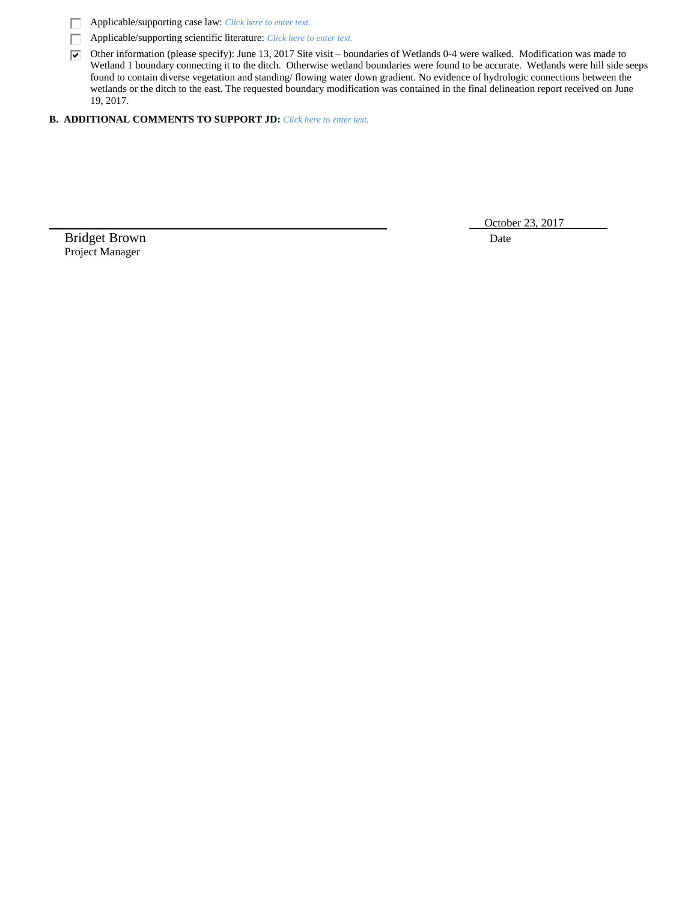- ☐ Applicable/supporting case law: *Click here to enter text.*
- ☐ Applicable/supporting scientific literature: *Click here to enter text.*
- ☑ Other information (please specify): June 13, 2017 Site visit – boundaries of Wetlands 0-4 were walked. Modification was made to Wetland 1 boundary connecting it to the ditch. Otherwise wetland boundaries were found to be accurate. Wetlands were hill side seeps found to contain diverse vegetation and standing/ flowing water down gradient. No evidence of hydrologic connections between the wetlands or the ditch to the east. The requested boundary modification was contained in the final delineation report received on June 19, 2017.

**B. ADDITIONAL COMMENTS TO SUPPORT JD:** *Click here to enter text.*

Bridget Brown
Project Manager

October 23, 2017
Date